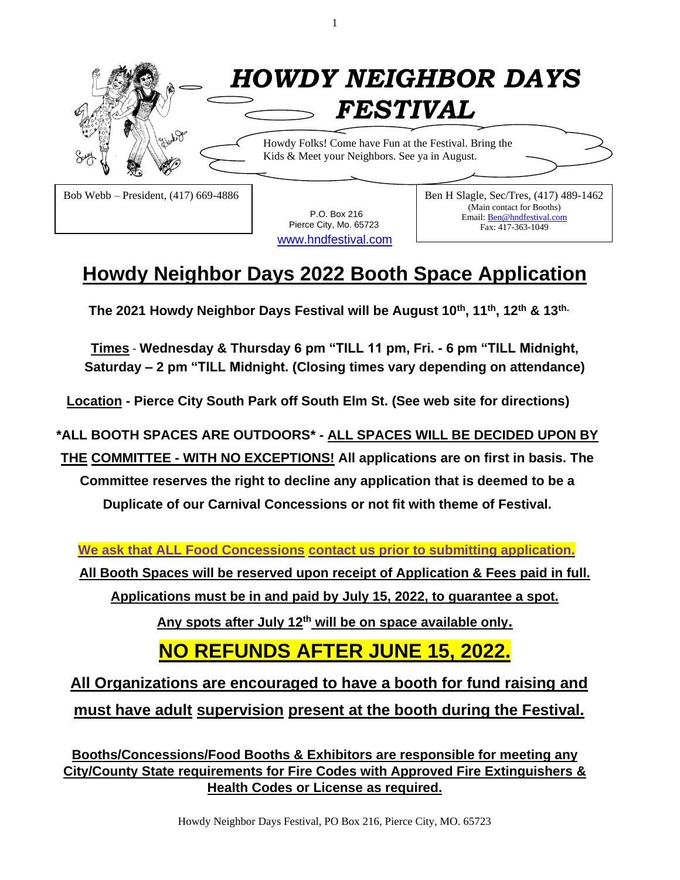# *HOWDY NEIGHBOR DAYS FESTIVAL*

Howdy Folks! Come have Fun at the Festival. Bring the Kids & Meet your Neighbors. See ya in August.

Bob Webb – President, (417) 669-4886

P.O. Box 216
Pierce City, Mo. 65723
www.hndfestival.com

Ben H Slagle, Sec/Tres, (417) 489-1462
(Main contact for Booths)
Email: Ben@hndfestival.com
Fax: 417-363-1049

## Howdy Neighbor Days 2022 Booth Space Application

**The 2021 Howdy Neighbor Days Festival will be August 10th, 11th, 12th & 13th.**

**Times - Wednesday & Thursday 6 pm "TILL 11 pm, Fri. - 6 pm "TILL Midnight, Saturday – 2 pm "TILL Midnight. (Closing times vary depending on attendance)**

**Location - Pierce City South Park off South Elm St. (See web site for directions)**

**\*ALL BOOTH SPACES ARE OUTDOORS\* - ALL SPACES WILL BE DECIDED UPON BY THE COMMITTEE - WITH NO EXCEPTIONS! All applications are on first in basis. The Committee reserves the right to decline any application that is deemed to be a Duplicate of our Carnival Concessions or not fit with theme of Festival.**

**We ask that ALL Food Concessions contact us prior to submitting application.**

**All Booth Spaces will be reserved upon receipt of Application & Fees paid in full.**

**Applications must be in and paid by July 15, 2022, to guarantee a spot.**

**Any spots after July 12th will be on space available only.**

## NO REFUNDS AFTER JUNE 15, 2022.

**All Organizations are encouraged to have a booth for fund raising and must have adult supervision present at the booth during the Festival.**

**Booths/Concessions/Food Booths & Exhibitors are responsible for meeting any City/County State requirements for Fire Codes with Approved Fire Extinguishers & Health Codes or License as required.**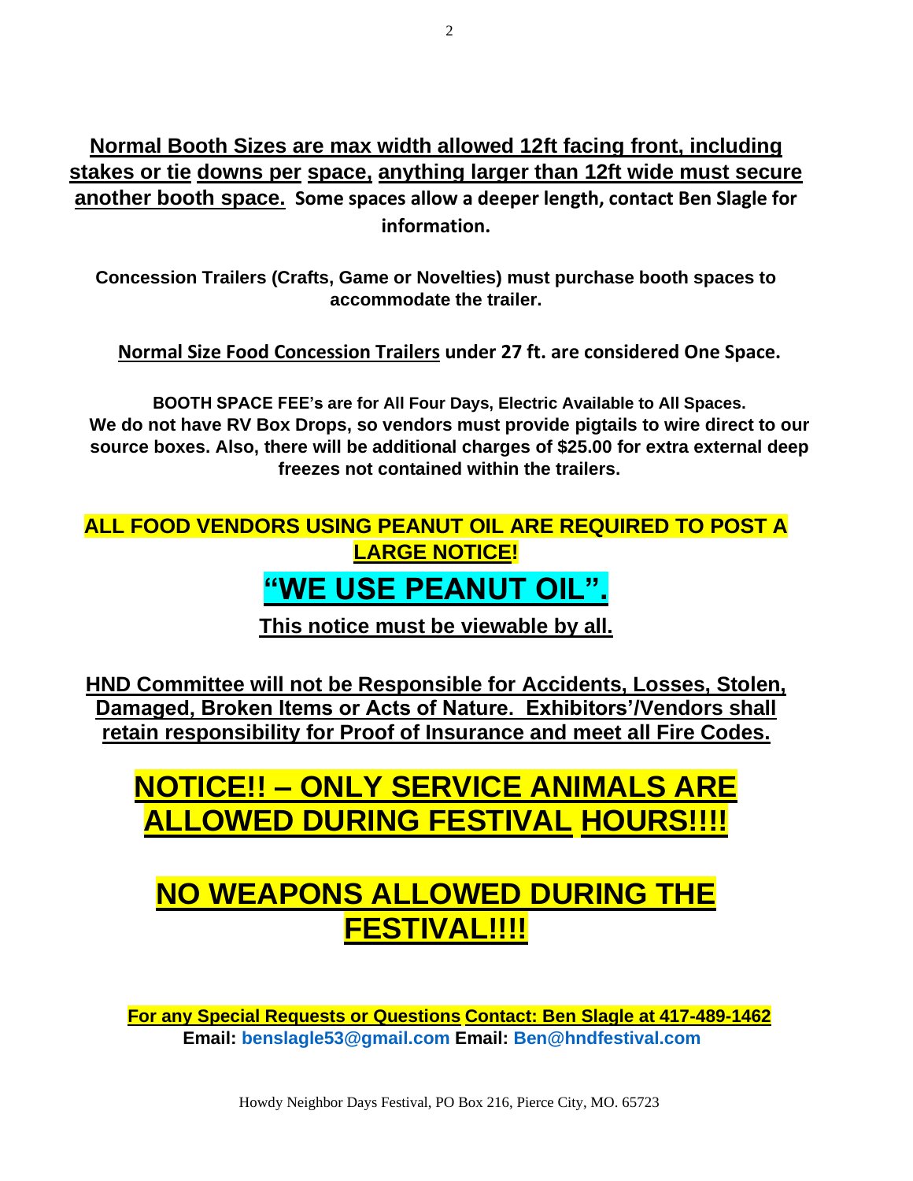**Normal Booth Sizes are max width allowed 12ft facing front, including stakes or tie downs per space, anything larger than 12ft wide must secure another booth space.** **Some spaces allow a deeper length, contact Ben Slagle for information.**

**Concession Trailers (Crafts, Game or Novelties) must purchase booth spaces to accommodate the trailer.**

**Normal Size Food Concession Trailers under 27 ft. are considered One Space.**

**BOOTH SPACE FEE's are for All Four Days, Electric Available to All Spaces.**
**We do not have RV Box Drops, so vendors must provide pigtails to wire direct to our source boxes. Also, there will be additional charges of $25.00 for extra external deep freezes not contained within the trailers.**

**ALL FOOD VENDORS USING PEANUT OIL ARE REQUIRED TO POST A LARGE NOTICE!**

## "WE USE PEANUT OIL".

**This notice must be viewable by all.**

**HND Committee will not be Responsible for Accidents, Losses, Stolen, Damaged, Broken Items or Acts of Nature. Exhibitors'/Vendors shall retain responsibility for Proof of Insurance and meet all Fire Codes.**

## NOTICE!! – ONLY SERVICE ANIMALS ARE ALLOWED DURING FESTIVAL HOURS!!!!

## NO WEAPONS ALLOWED DURING THE FESTIVAL!!!!

**For any Special Requests or Questions Contact: Ben Slagle at 417-489-1462**
**Email: benslagle53@gmail.com Email: Ben@hndfestival.com**

Howdy Neighbor Days Festival, PO Box 216, Pierce City, MO. 65723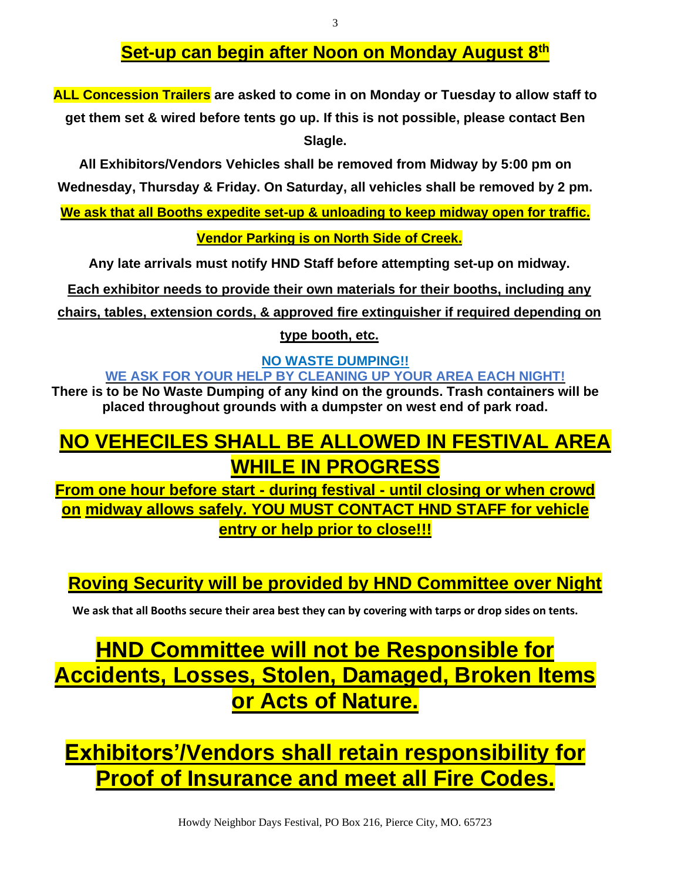## Set-up can begin after Noon on Monday August 8th

**ALL Concession Trailers are asked to come in on Monday or Tuesday to allow staff to get them set & wired before tents go up. If this is not possible, please contact Ben Slagle.**

**All Exhibitors/Vendors Vehicles shall be removed from Midway by 5:00 pm on Wednesday, Thursday & Friday. On Saturday, all vehicles shall be removed by 2 pm.**

**We ask that all Booths expedite set-up & unloading to keep midway open for traffic.**

**Vendor Parking is on North Side of Creek.**

**Any late arrivals must notify HND Staff before attempting set-up on midway.**

**Each exhibitor needs to provide their own materials for their booths, including any chairs, tables, extension cords, & approved fire extinguisher if required depending on type booth, etc.**

**NO WASTE DUMPING!!**

**WE ASK FOR YOUR HELP BY CLEANING UP YOUR AREA EACH NIGHT!**

**There is to be No Waste Dumping of any kind on the grounds. Trash containers will be placed throughout grounds with a dumpster on west end of park road.**

# NO VEHECILES SHALL BE ALLOWED IN FESTIVAL AREA WHILE IN PROGRESS

**From one hour before start - during festival - until closing or when crowd on midway allows safely. YOU MUST CONTACT HND STAFF for vehicle entry or help prior to close!!!**

## Roving Security will be provided by HND Committee over Night

**We ask that all Booths secure their area best they can by covering with tarps or drop sides on tents.**

# HND Committee will not be Responsible for Accidents, Losses, Stolen, Damaged, Broken Items or Acts of Nature.

# Exhibitors'/Vendors shall retain responsibility for Proof of Insurance and meet all Fire Codes.

Howdy Neighbor Days Festival, PO Box 216, Pierce City, MO. 65723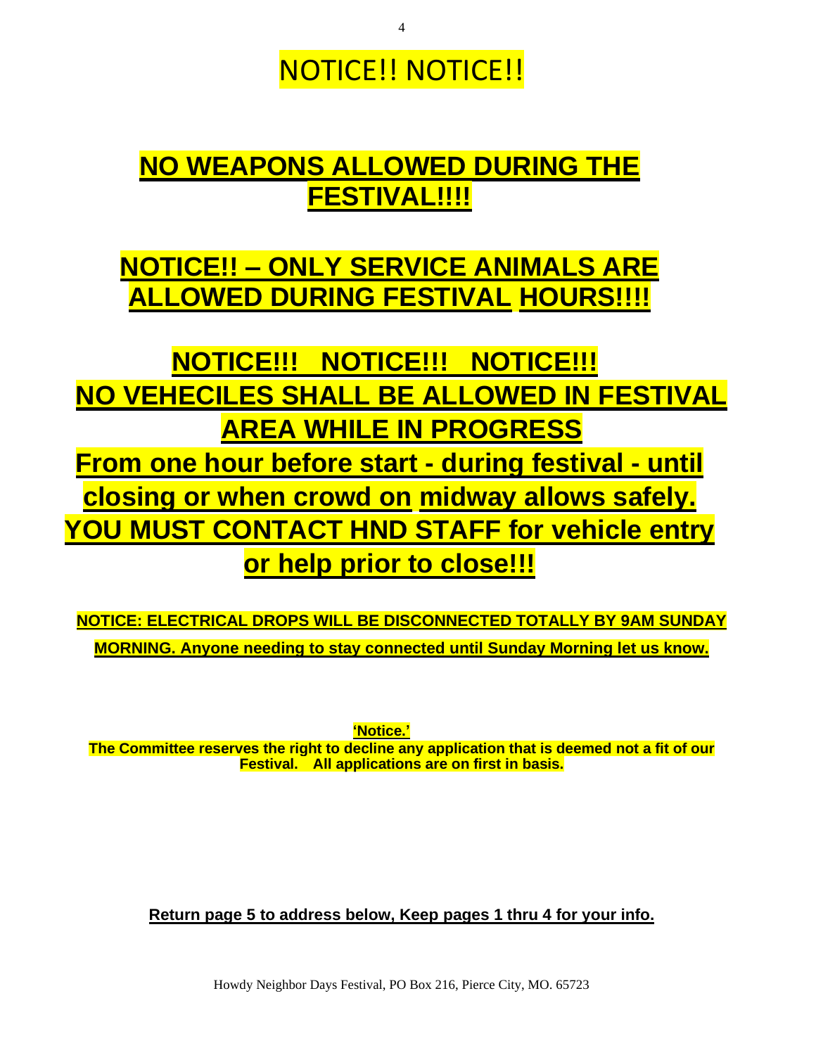# NOTICE!! NOTICE!!

## NO WEAPONS ALLOWED DURING THE FESTIVAL!!!!

## NOTICE!! – ONLY SERVICE ANIMALS ARE ALLOWED DURING FESTIVAL HOURS!!!!

## NOTICE!!! NOTICE!!! NOTICE!!!

## NO VEHECILES SHALL BE ALLOWED IN FESTIVAL AREA WHILE IN PROGRESS

**From one hour before start - during festival - until closing or when crowd on midway allows safely. YOU MUST CONTACT HND STAFF for vehicle entry or help prior to close!!!**

**NOTICE: ELECTRICAL DROPS WILL BE DISCONNECTED TOTALLY BY 9AM SUNDAY MORNING. Anyone needing to stay connected until Sunday Morning let us know.**

**'Notice.'**

**The Committee reserves the right to decline any application that is deemed not a fit of our Festival. All applications are on first in basis.**

**Return page 5 to address below, Keep pages 1 thru 4 for your info.**

Howdy Neighbor Days Festival, PO Box 216, Pierce City, MO. 65723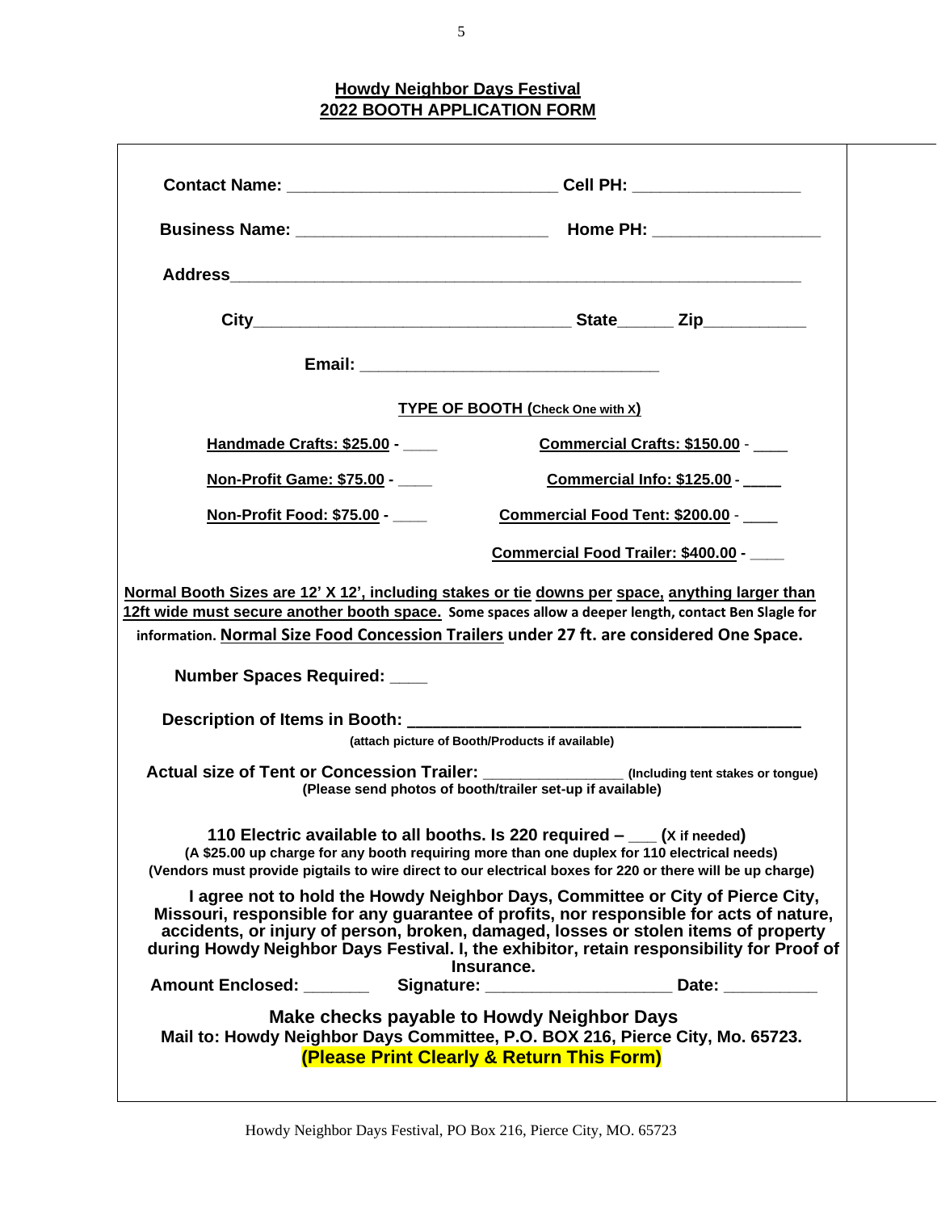# Howdy Neighbor Days Festival
## 2022 BOOTH APPLICATION FORM

**Contact Name:** ______________________________ **Cell PH:** __________________

**Business Name:** ___________________________ **Home PH:** __________________

**Address**________________________________________________________________

**City**__________________________________ **State**______ **Zip**___________

**Email:** _________________________________

**TYPE OF BOOTH (Check One with X)**

| | |
|---|---|
| **Handmade Crafts: $25.00 -** ____ | **Commercial Crafts: $150.00** - ____ |
| **Non-Profit Game: $75.00 -** ____ | **Commercial Info: $125.00 -** ____ |
| **Non-Profit Food: $75.00 -** ____ | **Commercial Food Tent: $200.00** - ____ |
| | **Commercial Food Trailer: $400.00 -** ____ |

**Normal Booth Sizes are 12' X 12', including stakes or tie downs per space, anything larger than 12ft wide must secure another booth space.** Some spaces allow a deeper length, contact Ben Slagle for information. **Normal Size Food Concession Trailers under 27 ft. are considered One Space.**

**Number Spaces Required:** ____

**Description of Items in Booth:** ___________________________________________

(attach picture of Booth/Products if available)

**Actual size of Tent or Concession Trailer:** ________________ (Including tent stakes or tongue)
(Please send photos of booth/trailer set-up if available)

**110 Electric available to all booths. Is 220 required – ___ (X if needed)**
(A $25.00 up charge for any booth requiring more than one duplex for 110 electrical needs)
(Vendors must provide pigtails to wire direct to our electrical boxes for 220 or there will be up charge)

**I agree not to hold the Howdy Neighbor Days, Committee or City of Pierce City, Missouri, responsible for any guarantee of profits, nor responsible for acts of nature, accidents, or injury of person, broken, damaged, losses or stolen items of property during Howdy Neighbor Days Festival. I, the exhibitor, retain responsibility for Proof of Insurance.**

**Amount Enclosed:** _______ **Signature:** ____________________ **Date:** __________

**Make checks payable to Howdy Neighbor Days**
**Mail to: Howdy Neighbor Days Committee, P.O. BOX 216, Pierce City, Mo. 65723.**
**(Please Print Clearly & Return This Form)**

Howdy Neighbor Days Festival, PO Box 216, Pierce City, MO. 65723